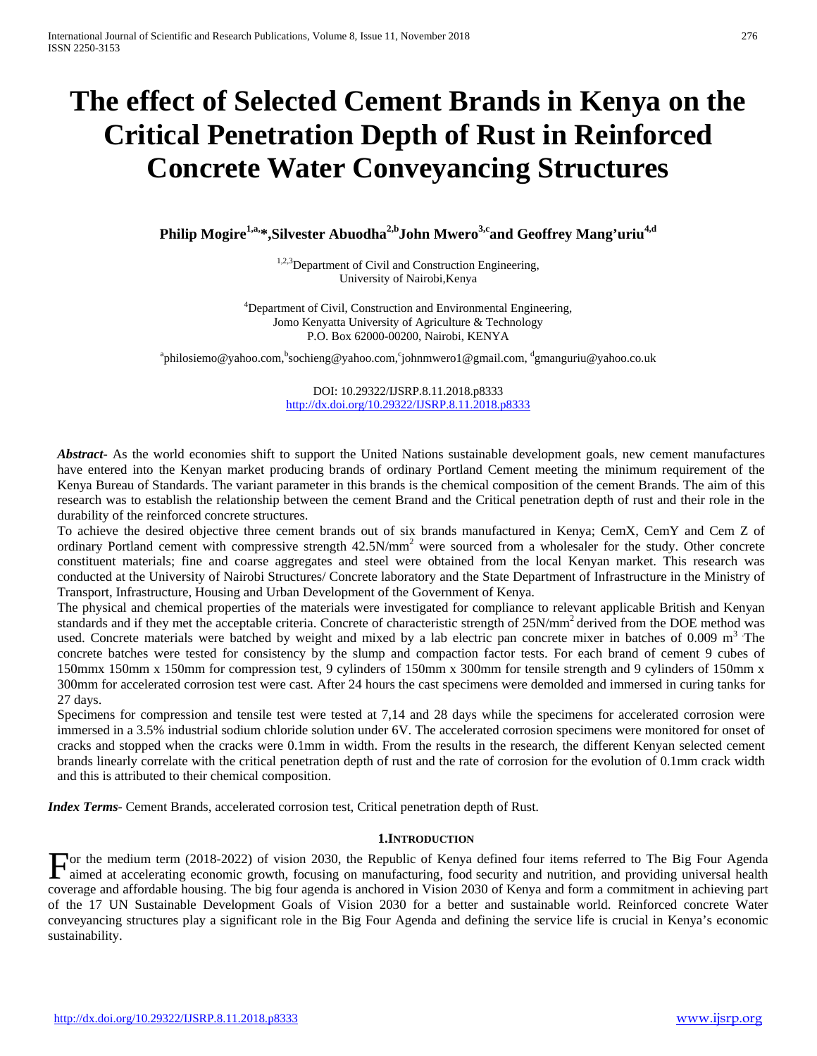# The effect of Selected Cement Brands in Kenya on the Critical Penetration Depth of Rust in Reinforced Concrete Water Conveyancing Structures

**Philip Mogire[1,a,*], Silvester Abuodha[2,b] John Mwero[3,c] and Geoffrey Mang'uriu[4,d]**

[1,2,3]Department of Civil and Construction Engineering,
University of Nairobi,Kenya

[4]Department of Civil, Construction and Environmental Engineering,
Jomo Kenyatta University of Agriculture & Technology
P.O. Box 62000-00200, Nairobi, KENYA

[a]philosiemo@yahoo.com, [b]sochieng@yahoo.com, [c]johnmwero1@gmail.com, [d]gmanguriu@yahoo.co.uk

DOI: 10.29322/IJSRP.8.11.2018.p8333
http://dx.doi.org/10.29322/IJSRP.8.11.2018.p8333

***Abstract***- As the world economies shift to support the United Nations sustainable development goals, new cement manufactures have entered into the Kenyan market producing brands of ordinary Portland Cement meeting the minimum requirement of the Kenya Bureau of Standards. The variant parameter in this brands is the chemical composition of the cement Brands. The aim of this research was to establish the relationship between the cement Brand and the Critical penetration depth of rust and their role in the durability of the reinforced concrete structures.

To achieve the desired objective three cement brands out of six brands manufactured in Kenya; CemX, CemY and Cem Z of ordinary Portland cement with compressive strength 42.5N/mm$^2$ were sourced from a wholesaler for the study. Other concrete constituent materials; fine and coarse aggregates and steel were obtained from the local Kenyan market. This research was conducted at the University of Nairobi Structures/ Concrete laboratory and the State Department of Infrastructure in the Ministry of Transport, Infrastructure, Housing and Urban Development of the Government of Kenya.

The physical and chemical properties of the materials were investigated for compliance to relevant applicable British and Kenyan standards and if they met the acceptable criteria. Concrete of characteristic strength of 25N/mm$^2$ derived from the DOE method was used. Concrete materials were batched by weight and mixed by a lab electric pan concrete mixer in batches of 0.009 m$^3$. The concrete batches were tested for consistency by the slump and compaction factor tests. For each brand of cement 9 cubes of 150mmx 150mm x 150mm for compression test, 9 cylinders of 150mm x 300mm for tensile strength and 9 cylinders of 150mm x 300mm for accelerated corrosion test were cast. After 24 hours the cast specimens were demolded and immersed in curing tanks for 27 days.

Specimens for compression and tensile test were tested at 7,14 and 28 days while the specimens for accelerated corrosion were immersed in a 3.5% industrial sodium chloride solution under 6V. The accelerated corrosion specimens were monitored for onset of cracks and stopped when the cracks were 0.1mm in width. From the results in the research, the different Kenyan selected cement brands linearly correlate with the critical penetration depth of rust and the rate of corrosion for the evolution of 0.1mm crack width and this is attributed to their chemical composition.

***Index Terms***- Cement Brands, accelerated corrosion test, Critical penetration depth of Rust.

## 1. INTRODUCTION

For the medium term (2018-2022) of vision 2030, the Republic of Kenya defined four items referred to The Big Four Agenda aimed at accelerating economic growth, focusing on manufacturing, food security and nutrition, and providing universal health coverage and affordable housing. The big four agenda is anchored in Vision 2030 of Kenya and form a commitment in achieving part of the 17 UN Sustainable Development Goals of Vision 2030 for a better and sustainable world. Reinforced concrete Water conveyancing structures play a significant role in the Big Four Agenda and defining the service life is crucial in Kenya's economic sustainability.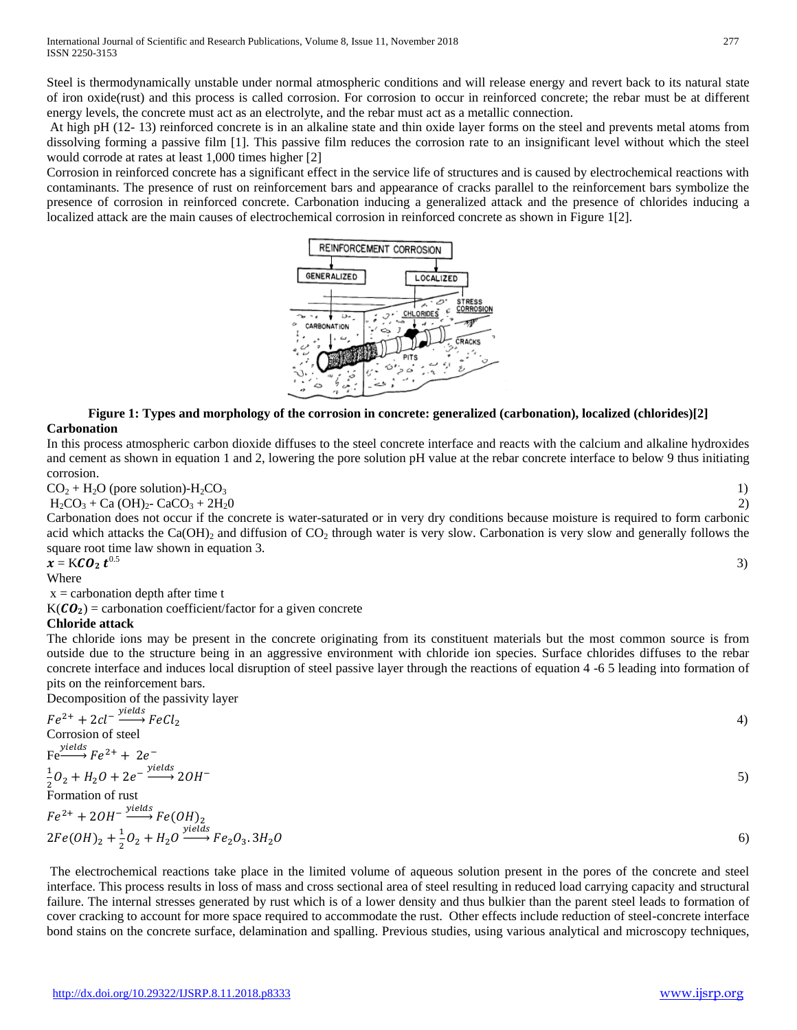Steel is thermodynamically unstable under normal atmospheric conditions and will release energy and revert back to its natural state of iron oxide(rust) and this process is called corrosion. For corrosion to occur in reinforced concrete; the rebar must be at different energy levels, the concrete must act as an electrolyte, and the rebar must act as a metallic connection.

At high pH (12- 13) reinforced concrete is in an alkaline state and thin oxide layer forms on the steel and prevents metal atoms from dissolving forming a passive film [1]. This passive film reduces the corrosion rate to an insignificant level without which the steel would corrode at rates at least 1,000 times higher [2]

Corrosion in reinforced concrete has a significant effect in the service life of structures and is caused by electrochemical reactions with contaminants. The presence of rust on reinforcement bars and appearance of cracks parallel to the reinforcement bars symbolize the presence of corrosion in reinforced concrete. Carbonation inducing a generalized attack and the presence of chlorides inducing a localized attack are the main causes of electrochemical corrosion in reinforced concrete as shown in Figure 1[2].

**Figure 1: Types and morphology of the corrosion in concrete: generalized (carbonation), localized (chlorides)[2]**

**Carbonation**

In this process atmospheric carbon dioxide diffuses to the steel concrete interface and reacts with the calcium and alkaline hydroxides and cement as shown in equation 1 and 2, lowering the pore solution pH value at the rebar concrete interface to below 9 thus initiating corrosion.

$CO_2 + H_2O$ (pore solution)-$H_2CO_3$ 1)

$H_2CO_3 + Ca(OH)_2$- $CaCO_3 + 2H_20$ 2)

Carbonation does not occur if the concrete is water-saturated or in very dry conditions because moisture is required to form carbonic acid which attacks the $Ca(OH)_2$ and diffusion of $CO_2$ through water is very slow. Carbonation is very slow and generally follows the square root time law shown in equation 3.

$\boldsymbol{x} = \mathrm{K}\boldsymbol{CO_2}\, \boldsymbol{t}^{0.5}$ 3)

Where

x = carbonation depth after time t

$K(\boldsymbol{CO_2})$ = carbonation coefficient/factor for a given concrete

**Chloride attack**

The chloride ions may be present in the concrete originating from its constituent materials but the most common source is from outside due to the structure being in an aggressive environment with chloride ion species. Surface chlorides diffuses to the rebar concrete interface and induces local disruption of steel passive layer through the reactions of equation 4 -6 5 leading into formation of pits on the reinforcement bars.

Decomposition of the passivity layer

$$Fe^{2+} + 2cl^- \xrightarrow{yields} FeCl_2 \qquad 4)$$

Corrosion of steel

$$\mathrm{Fe} \xrightarrow{yields} Fe^{2+} + \ 2e^-$$

$$\frac{1}{2}O_2 + H_2O + 2e^- \xrightarrow{yields} 2OH^- \qquad 5)$$

Formation of rust

$$Fe^{2+} + 2OH^- \xrightarrow{yields} Fe(OH)_2$$

$$2Fe(OH)_2 + \frac{1}{2}O_2 + H_2O \xrightarrow{yields} Fe_2O_3.3H_2O \qquad 6)$$

The electrochemical reactions take place in the limited volume of aqueous solution present in the pores of the concrete and steel interface. This process results in loss of mass and cross sectional area of steel resulting in reduced load carrying capacity and structural failure. The internal stresses generated by rust which is of a lower density and thus bulkier than the parent steel leads to formation of cover cracking to account for more space required to accommodate the rust. Other effects include reduction of steel-concrete interface bond stains on the concrete surface, delamination and spalling. Previous studies, using various analytical and microscopy techniques,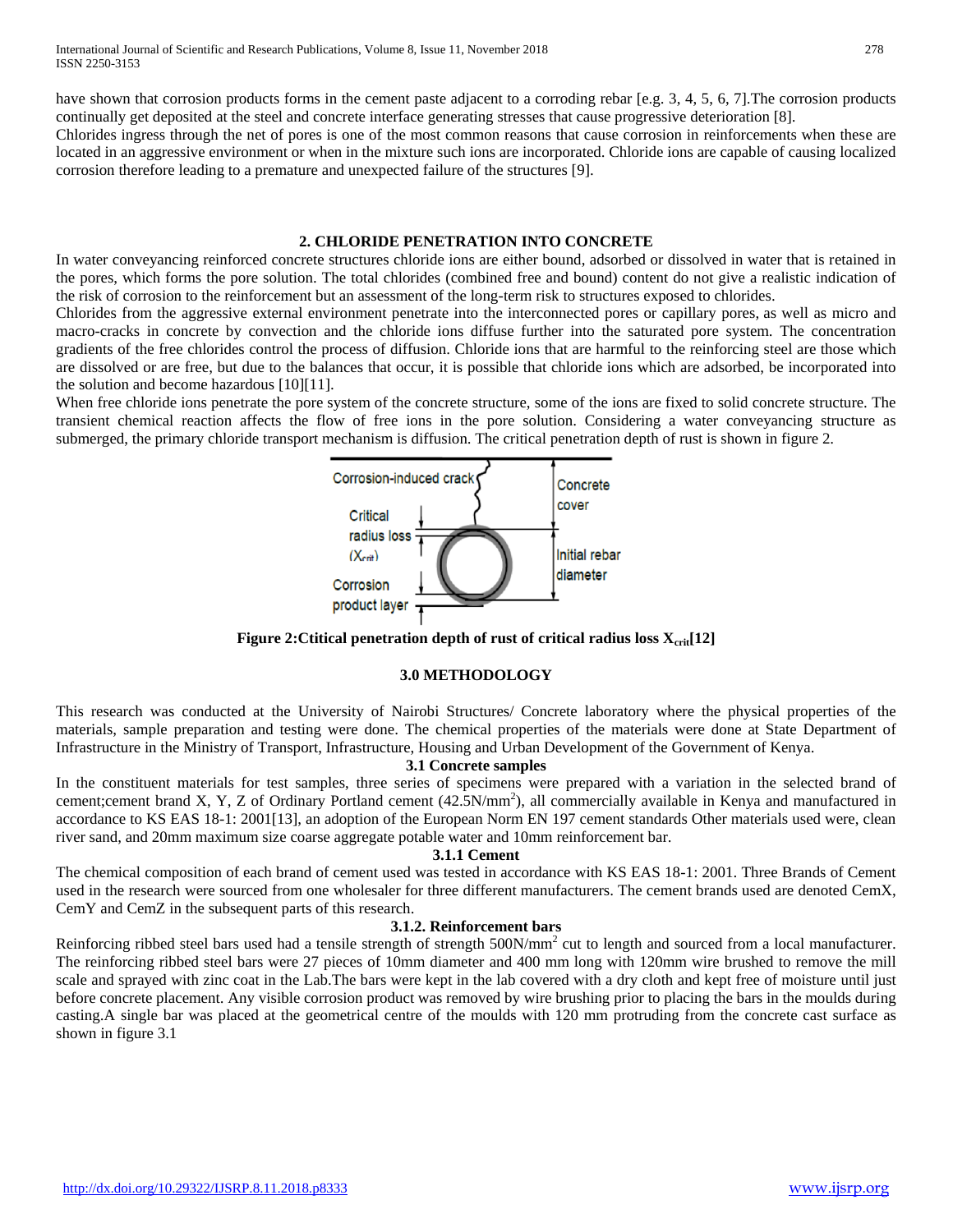have shown that corrosion products forms in the cement paste adjacent to a corroding rebar [e.g. 3, 4, 5, 6, 7].The corrosion products continually get deposited at the steel and concrete interface generating stresses that cause progressive deterioration [8].

Chlorides ingress through the net of pores is one of the most common reasons that cause corrosion in reinforcements when these are located in an aggressive environment or when in the mixture such ions are incorporated. Chloride ions are capable of causing localized corrosion therefore leading to a premature and unexpected failure of the structures [9].

## 2. CHLORIDE PENETRATION INTO CONCRETE

In water conveyancing reinforced concrete structures chloride ions are either bound, adsorbed or dissolved in water that is retained in the pores, which forms the pore solution. The total chlorides (combined free and bound) content do not give a realistic indication of the risk of corrosion to the reinforcement but an assessment of the long-term risk to structures exposed to chlorides.

Chlorides from the aggressive external environment penetrate into the interconnected pores or capillary pores, as well as micro and macro-cracks in concrete by convection and the chloride ions diffuse further into the saturated pore system. The concentration gradients of the free chlorides control the process of diffusion. Chloride ions that are harmful to the reinforcing steel are those which are dissolved or are free, but due to the balances that occur, it is possible that chloride ions which are adsorbed, be incorporated into the solution and become hazardous [10][11].

When free chloride ions penetrate the pore system of the concrete structure, some of the ions are fixed to solid concrete structure. The transient chemical reaction affects the flow of free ions in the pore solution. Considering a water conveyancing structure as submerged, the primary chloride transport mechanism is diffusion. The critical penetration depth of rust is shown in figure 2.

Corrosion-induced crack

Concrete cover

Critical radius loss ($X_{crit}$)

Initial rebar diameter

Corrosion product layer

**Figure 2:Ctitical penetration depth of rust of critical radius loss $X_{crit}$[12]**

## 3.0 METHODOLOGY

This research was conducted at the University of Nairobi Structures/ Concrete laboratory where the physical properties of the materials, sample preparation and testing were done. The chemical properties of the materials were done at State Department of Infrastructure in the Ministry of Transport, Infrastructure, Housing and Urban Development of the Government of Kenya.

### 3.1 Concrete samples

In the constituent materials for test samples, three series of specimens were prepared with a variation in the selected brand of cement;cement brand X, Y, Z of Ordinary Portland cement (42.5N/mm$^2$), all commercially available in Kenya and manufactured in accordance to KS EAS 18-1: 2001[13], an adoption of the European Norm EN 197 cement standards Other materials used were, clean river sand, and 20mm maximum size coarse aggregate potable water and 10mm reinforcement bar.

#### 3.1.1 Cement

The chemical composition of each brand of cement used was tested in accordance with KS EAS 18-1: 2001. Three Brands of Cement used in the research were sourced from one wholesaler for three different manufacturers. The cement brands used are denoted CemX, CemY and CemZ in the subsequent parts of this research.

#### 3.1.2. Reinforcement bars

Reinforcing ribbed steel bars used had a tensile strength of strength 500N/mm$^2$ cut to length and sourced from a local manufacturer. The reinforcing ribbed steel bars were 27 pieces of 10mm diameter and 400 mm long with 120mm wire brushed to remove the mill scale and sprayed with zinc coat in the Lab.The bars were kept in the lab covered with a dry cloth and kept free of moisture until just before concrete placement. Any visible corrosion product was removed by wire brushing prior to placing the bars in the moulds during casting.A single bar was placed at the geometrical centre of the moulds with 120 mm protruding from the concrete cast surface as shown in figure 3.1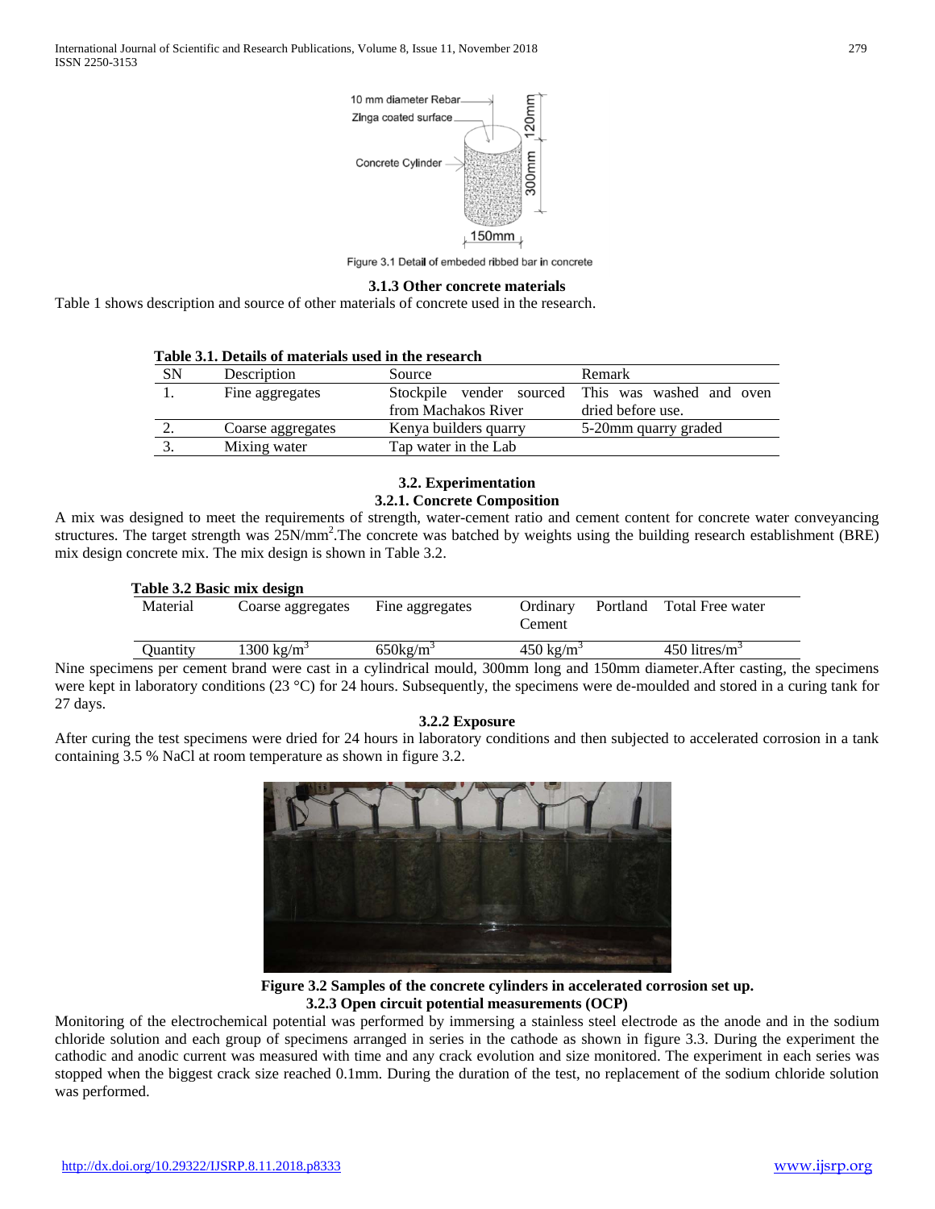Figure 3.1 Detail of embeded ribbed bar in concrete

### 3.1.3 Other concrete materials

Table 1 shows description and source of other materials of concrete used in the research.

**Table 3.1. Details of materials used in the research**

| SN | Description | Source | Remark |
|---|---|---|---|
| 1. | Fine aggregates | Stockpile vender sourced from Machakos River | This was washed and oven dried before use. |
| 2. | Coarse aggregates | Kenya builders quarry | 5-20mm quarry graded |
| 3. | Mixing water | Tap water in the Lab | |

## 3.2. Experimentation

### 3.2.1. Concrete Composition

A mix was designed to meet the requirements of strength, water-cement ratio and cement content for concrete water conveyancing structures. The target strength was 25N/mm$^2$.The concrete was batched by weights using the building research establishment (BRE) mix design concrete mix. The mix design is shown in Table 3.2.

**Table 3.2 Basic mix design**

| Material | Coarse aggregates | Fine aggregates | Ordinary Portland Cement | Total Free water |
|---|---|---|---|---|
| Quantity | 1300 kg/m$^3$ | 650kg/m$^3$ | 450 kg/m$^3$ | 450 litres/m$^3$ |

Nine specimens per cement brand were cast in a cylindrical mould, 300mm long and 150mm diameter.After casting, the specimens were kept in laboratory conditions (23 °C) for 24 hours. Subsequently, the specimens were de-moulded and stored in a curing tank for 27 days.

### 3.2.2 Exposure

After curing the test specimens were dried for 24 hours in laboratory conditions and then subjected to accelerated corrosion in a tank containing 3.5 % NaCl at room temperature as shown in figure 3.2.

**Figure 3.2 Samples of the concrete cylinders in accelerated corrosion set up.**

### 3.2.3 Open circuit potential measurements (OCP)

Monitoring of the electrochemical potential was performed by immersing a stainless steel electrode as the anode and in the sodium chloride solution and each group of specimens arranged in series in the cathode as shown in figure 3.3. During the experiment the cathodic and anodic current was measured with time and any crack evolution and size monitored. The experiment in each series was stopped when the biggest crack size reached 0.1mm. During the duration of the test, no replacement of the sodium chloride solution was performed.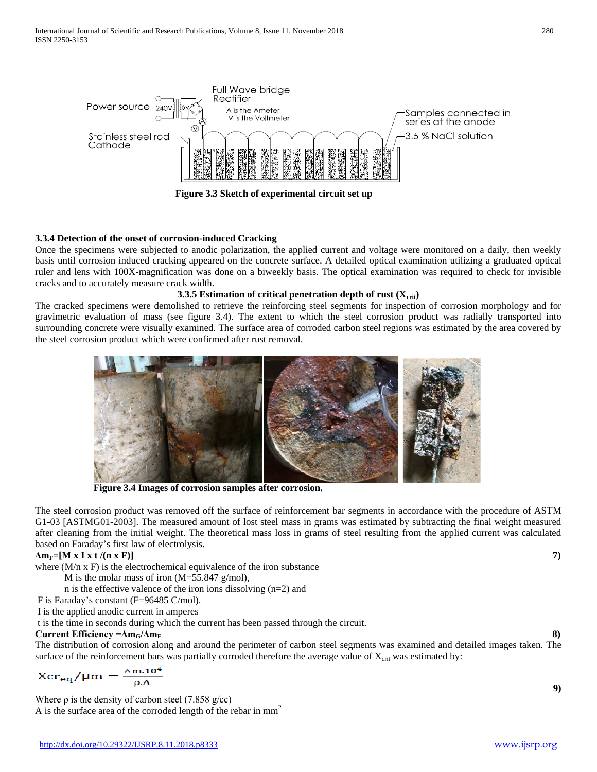Figure 3.3 Sketch of experimental circuit set up

### 3.3.4 Detection of the onset of corrosion-induced Cracking

Once the specimens were subjected to anodic polarization, the applied current and voltage were monitored on a daily, then weekly basis until corrosion induced cracking appeared on the concrete surface. A detailed optical examination utilizing a graduated optical ruler and lens with 100X-magnification was done on a biweekly basis. The optical examination was required to check for invisible cracks and to accurately measure crack width.

### 3.3.5 Estimation of critical penetration depth of rust ($X_{crit}$)

The cracked specimens were demolished to retrieve the reinforcing steel segments for inspection of corrosion morphology and for gravimetric evaluation of mass (see figure 3.4). The extent to which the steel corrosion product was radially transported into surrounding concrete were visually examined. The surface area of corroded carbon steel regions was estimated by the area covered by the steel corrosion product which were confirmed after rust removal.

**Figure 3.4 Images of corrosion samples after corrosion.**

The steel corrosion product was removed off the surface of reinforcement bar segments in accordance with the procedure of ASTM G1-03 [ASTMG01-2003]. The measured amount of lost steel mass in grams was estimated by subtracting the final weight measured after cleaning from the initial weight. The theoretical mass loss in grams of steel resulting from the applied current was calculated based on Faraday's first law of electrolysis.

$$\Delta m_F = [M \times I \times t / (n \times F)] \qquad 7)$$

where ($M/n \times F$) is the electrochemical equivalence of the iron substance

M is the molar mass of iron (M=55.847 g/mol),

n is the effective valence of the iron ions dissolving (n=2) and

F is Faraday's constant (F=96485 C/mol).

I is the applied anodic current in amperes

t is the time in seconds during which the current has been passed through the circuit.

$$\text{Current Efficiency} = \Delta m_G / \Delta m_F \qquad 8)$$

The distribution of corrosion along and around the perimeter of carbon steel segments was examined and detailed images taken. The surface of the reinforcement bars was partially corroded therefore the average value of $X_{crit}$ was estimated by:

$$Xcr_{eq}/\mu m = \frac{\Delta m.10^4}{\rho.A} \qquad 9)$$

Where ρ is the density of carbon steel (7.858 g/cc)

A is the surface area of the corroded length of the rebar in $mm^2$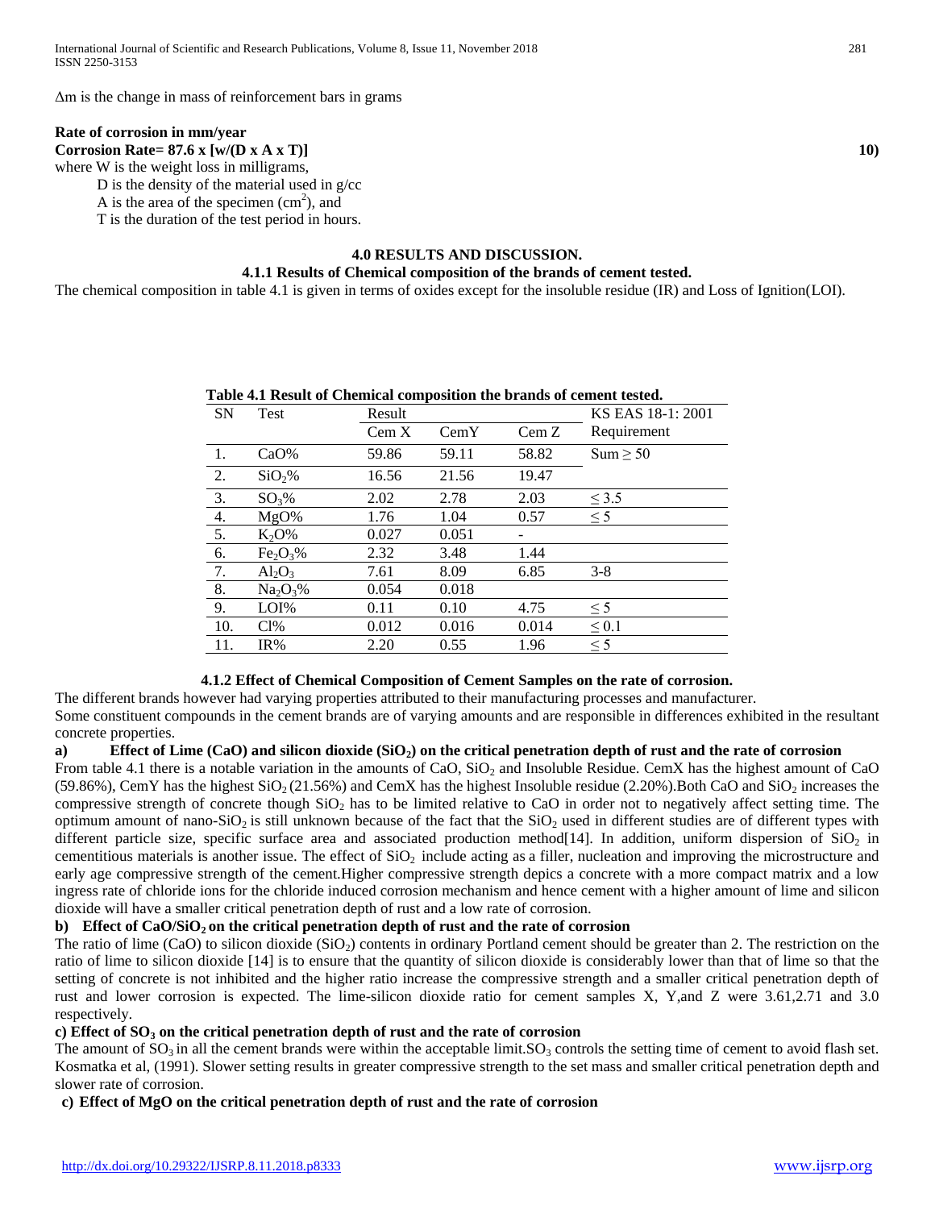Δm is the change in mass of reinforcement bars in grams

**Rate of corrosion in mm/year**

**Corrosion Rate= 87.6 x [w/(D x A x T)]** **10)**

where W is the weight loss in milligrams,

D is the density of the material used in g/cc

A is the area of the specimen ($cm^2$), and

T is the duration of the test period in hours.

## 4.0 RESULTS AND DISCUSSION.

### 4.1.1 Results of Chemical composition of the brands of cement tested.

The chemical composition in table 4.1 is given in terms of oxides except for the insoluble residue (IR) and Loss of Ignition(LOI).

**Table 4.1 Result of Chemical composition the brands of cement tested.**

| SN | Test | Result | | | KS EAS 18-1: 2001 |
|---|---|---|---|---|---|
| | | Cem X | CemY | Cem Z | Requirement |
| 1. | CaO% | 59.86 | 59.11 | 58.82 | Sum ≥ 50 |
| 2. | $SiO_2$% | 16.56 | 21.56 | 19.47 | |
| 3. | $SO_3$% | 2.02 | 2.78 | 2.03 | ≤ 3.5 |
| 4. | MgO% | 1.76 | 1.04 | 0.57 | ≤ 5 |
| 5. | $K_2O$% | 0.027 | 0.051 | - | |
| 6. | $Fe_2O_3$% | 2.32 | 3.48 | 1.44 | |
| 7. | $Al_2O_3$ | 7.61 | 8.09 | 6.85 | 3-8 |
| 8. | $Na_2O_3$% | 0.054 | 0.018 | | |
| 9. | LOI% | 0.11 | 0.10 | 4.75 | ≤ 5 |
| 10. | Cl% | 0.012 | 0.016 | 0.014 | ≤ 0.1 |
| 11. | IR% | 2.20 | 0.55 | 1.96 | ≤ 5 |

### 4.1.2 Effect of Chemical Composition of Cement Samples on the rate of corrosion.

The different brands however had varying properties attributed to their manufacturing processes and manufacturer.

Some constituent compounds in the cement brands are of varying amounts and are responsible in differences exhibited in the resultant concrete properties.

**a) Effect of Lime (CaO) and silicon dioxide ($SiO_2$) on the critical penetration depth of rust and the rate of corrosion**

From table 4.1 there is a notable variation in the amounts of CaO, $SiO_2$ and Insoluble Residue. CemX has the highest amount of CaO (59.86%), CemY has the highest $SiO_2$ (21.56%) and CemX has the highest Insoluble residue (2.20%).Both CaO and $SiO_2$ increases the compressive strength of concrete though $SiO_2$ has to be limited relative to CaO in order not to negatively affect setting time. The optimum amount of nano-$SiO_2$ is still unknown because of the fact that the $SiO_2$ used in different studies are of different types with different particle size, specific surface area and associated production method[14]. In addition, uniform dispersion of $SiO_2$ in cementitious materials is another issue. The effect of $SiO_2$ include acting as a filler, nucleation and improving the microstructure and early age compressive strength of the cement.Higher compressive strength depicts a concrete with a more compact matrix and a low ingress rate of chloride ions for the chloride induced corrosion mechanism and hence cement with a higher amount of lime and silicon dioxide will have a smaller critical penetration depth of rust and a low rate of corrosion.

**b) Effect of CaO/$SiO_2$ on the critical penetration depth of rust and the rate of corrosion**

The ratio of lime (CaO) to silicon dioxide ($SiO_2$) contents in ordinary Portland cement should be greater than 2. The restriction on the ratio of lime to silicon dioxide [14] is to ensure that the quantity of silicon dioxide is considerably lower than that of lime so that the setting of concrete is not inhibited and the higher ratio increase the compressive strength and a smaller critical penetration depth of rust and lower corrosion is expected. The lime-silicon dioxide ratio for cement samples X, Y,and Z were 3.61,2.71 and 3.0 respectively.

**c) Effect of $SO_3$ on the critical penetration depth of rust and the rate of corrosion**

The amount of $SO_3$ in all the cement brands were within the acceptable limit.$SO_3$ controls the setting time of cement to avoid flash set. Kosmatka et al, (1991). Slower setting results in greater compressive strength to the set mass and smaller critical penetration depth and slower rate of corrosion.

**c) Effect of MgO on the critical penetration depth of rust and the rate of corrosion**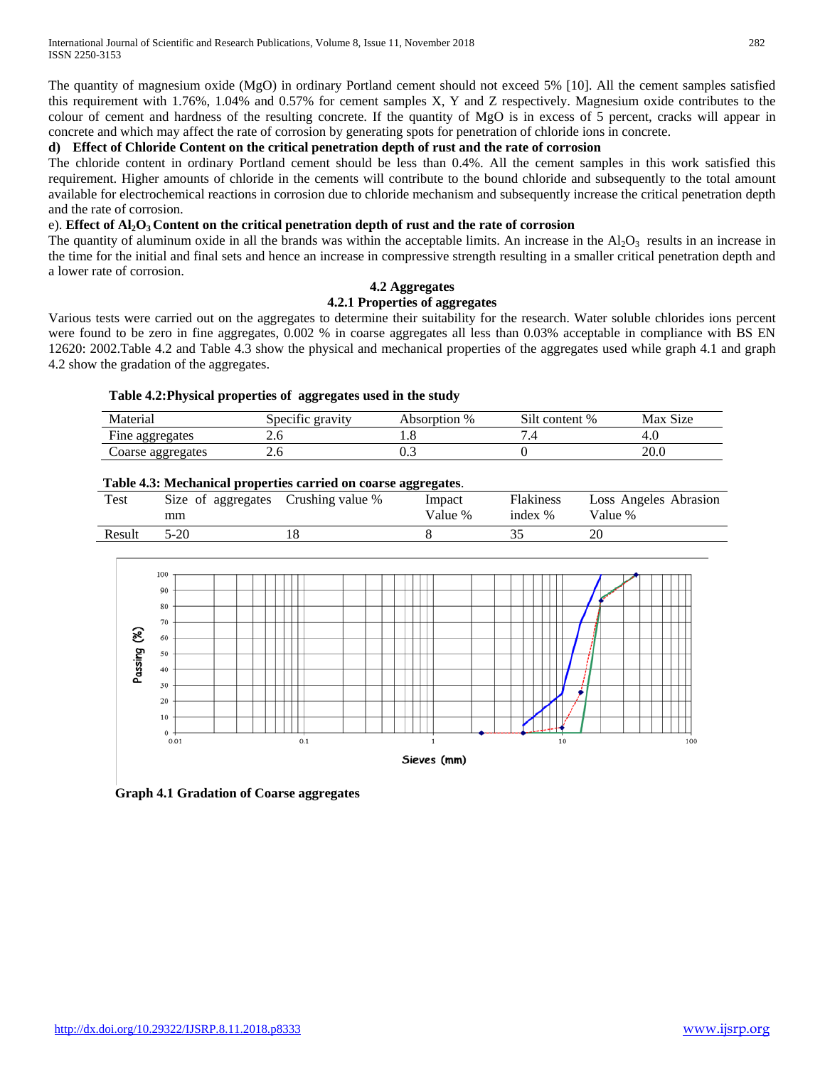The quantity of magnesium oxide (MgO) in ordinary Portland cement should not exceed 5% [10]. All the cement samples satisfied this requirement with 1.76%, 1.04% and 0.57% for cement samples X, Y and Z respectively. Magnesium oxide contributes to the colour of cement and hardness of the resulting concrete. If the quantity of MgO is in excess of 5 percent, cracks will appear in concrete and which may affect the rate of corrosion by generating spots for penetration of chloride ions in concrete.

**d) Effect of Chloride Content on the critical penetration depth of rust and the rate of corrosion**

The chloride content in ordinary Portland cement should be less than 0.4%. All the cement samples in this work satisfied this requirement. Higher amounts of chloride in the cements will contribute to the bound chloride and subsequently to the total amount available for electrochemical reactions in corrosion due to chloride mechanism and subsequently increase the critical penetration depth and the rate of corrosion.

e). **Effect of $Al_2O_3$ Content on the critical penetration depth of rust and the rate of corrosion**

The quantity of aluminum oxide in all the brands was within the acceptable limits. An increase in the $Al_2O_3$ results in an increase in the time for the initial and final sets and hence an increase in compressive strength resulting in a smaller critical penetration depth and a lower rate of corrosion.

## 4.2 Aggregates

### 4.2.1 Properties of aggregates

Various tests were carried out on the aggregates to determine their suitability for the research. Water soluble chlorides ions percent were found to be zero in fine aggregates, 0.002 % in coarse aggregates all less than 0.03% acceptable in compliance with BS EN 12620: 2002.Table 4.2 and Table 4.3 show the physical and mechanical properties of the aggregates used while graph 4.1 and graph 4.2 show the gradation of the aggregates.

**Table 4.2:Physical properties of aggregates used in the study**

| Material | Specific gravity | Absorption % | Silt content % | Max Size |
|---|---|---|---|---|
| Fine aggregates | 2.6 | 1.8 | 7.4 | 4.0 |
| Coarse aggregates | 2.6 | 0.3 | 0 | 20.0 |

**Table 4.3: Mechanical properties carried on coarse aggregates**.

| Test | Size of aggregates mm | Crushing value % | Impact Value % | Flakiness index % | Loss Angeles Abrasion Value % |
|---|---|---|---|---|---|
| Result | 5-20 | 18 | 8 | 35 | 20 |

**Graph 4.1 Gradation of Coarse aggregates**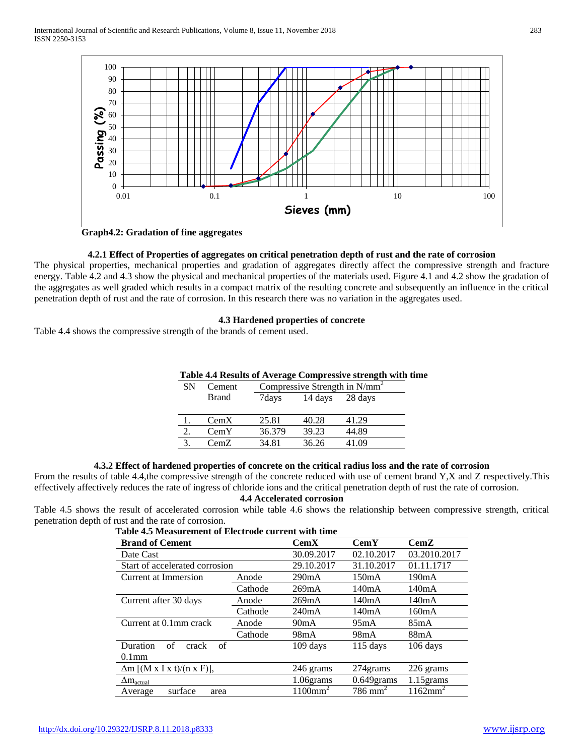Graph4.2: Gradation of fine aggregates

### 4.2.1 Effect of Properties of aggregates on critical penetration depth of rust and the rate of corrosion

The physical properties, mechanical properties and gradation of aggregates directly affect the compressive strength and fracture energy. Table 4.2 and 4.3 show the physical and mechanical properties of the materials used. Figure 4.1 and 4.2 show the gradation of the aggregates as well graded which results in a compact matrix of the resulting concrete and subsequently an influence in the critical penetration depth of rust and the rate of corrosion. In this research there was no variation in the aggregates used.

## 4.3 Hardened properties of concrete

Table 4.4 shows the compressive strength of the brands of cement used.

**Table 4.4 Results of Average Compressive strength with time**

| SN | Cement Brand | Compressive Strength in N/mm$^2$ | | |
|---|---|---|---|---|
| | | 7days | 14 days | 28 days |
| 1. | CemX | 25.81 | 40.28 | 41.29 |
| 2. | CemY | 36.379 | 39.23 | 44.89 |
| 3. | CemZ | 34.81 | 36.26 | 41.09 |

### 4.3.2 Effect of hardened properties of concrete on the critical radius loss and the rate of corrosion

From the results of table 4.4,the compressive strength of the concrete reduced with use of cement brand Y,X and Z respectively.This effectively affectively reduces the rate of ingress of chloride ions and the critical penetration depth of rust the rate of corrosion.

## 4.4 Accelerated corrosion

Table 4.5 shows the result of accelerated corrosion while table 4.6 shows the relationship between compressive strength, critical penetration depth of rust and the rate of corrosion.

**Table 4.5 Measurement of Electrode current with time**

| Brand of Cement | | CemX | CemY | CemZ |
|---|---|---|---|---|
| Date Cast | | 30.09.2017 | 02.10.2017 | 03.2010.2017 |
| Start of accelerated corrosion | | 29.10.2017 | 31.10.2017 | 01.11.1717 |
| Current at Immersion | Anode | 290mA | 150mA | 190mA |
| | Cathode | 269mA | 140mA | 140mA |
| Current after 30 days | Anode | 269mA | 140mA | 140mA |
| | Cathode | 240mA | 140mA | 160mA |
| Current at 0.1mm crack | Anode | 90mA | 95mA | 85mA |
| | Cathode | 98mA | 98mA | 88mA |
| Duration of crack of 0.1mm | | 109 days | 115 days | 106 days |
| $\Delta m$ [(M x I x t)/(n x F)], | | 246 grams | 274grams | 226 grams |
| $\Delta m_{actual}$ | | 1.06grams | 0.649grams | 1.15grams |
| Average surface area | | 1100mm$^2$ | 786 mm$^2$ | 1162mm$^2$ |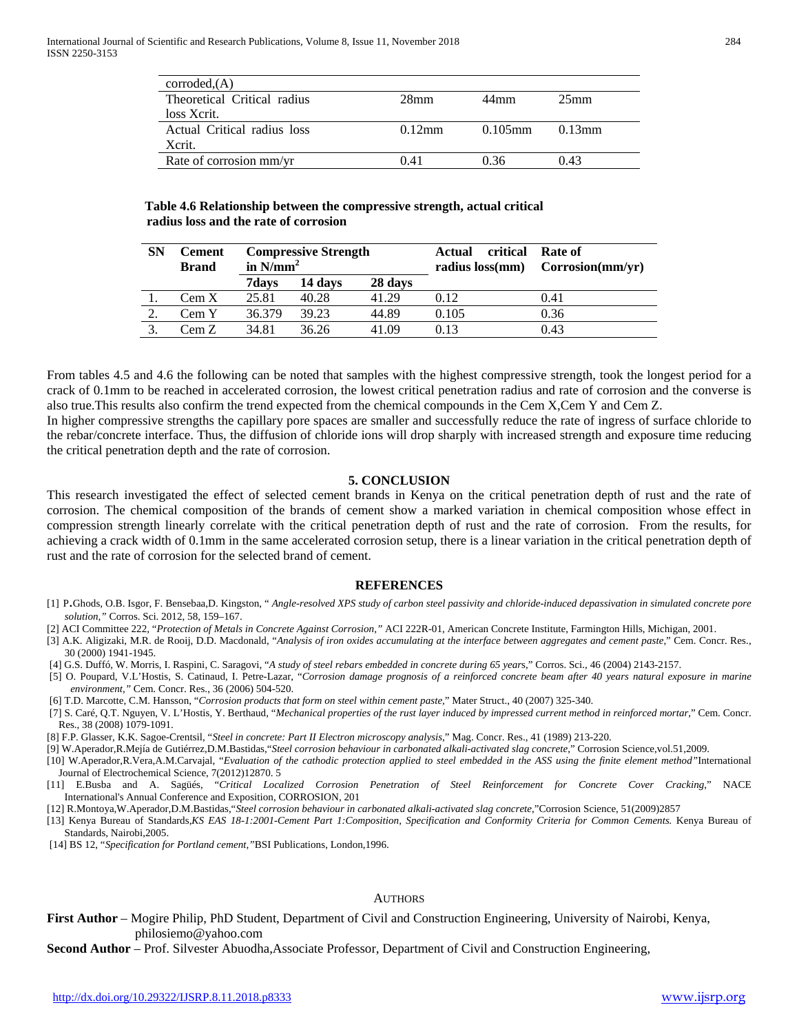| corroded,(A) | | | |
|---|---|---|---|
| Theoretical Critical radius loss Xcrit. | 28mm | 44mm | 25mm |
| Actual Critical radius loss Xcrit. | 0.12mm | 0.105mm | 0.13mm |
| Rate of corrosion mm/yr | 0.41 | 0.36 | 0.43 |

**Table 4.6 Relationship between the compressive strength, actual critical radius loss and the rate of corrosion**

| SN | Cement Brand | Compressive Strength in $N/mm^2$ | | | Actual critical radius loss(mm) | Rate of Corrosion(mm/yr) |
|---|---|---|---|---|---|---|
| | | 7days | 14 days | 28 days | | |
| 1. | Cem X | 25.81 | 40.28 | 41.29 | 0.12 | 0.41 |
| 2. | Cem Y | 36.379 | 39.23 | 44.89 | 0.105 | 0.36 |
| 3. | Cem Z | 34.81 | 36.26 | 41.09 | 0.13 | 0.43 |

From tables 4.5 and 4.6 the following can be noted that samples with the highest compressive strength, took the longest period for a crack of 0.1mm to be reached in accelerated corrosion, the lowest critical penetration radius and rate of corrosion and the converse is also true.This results also confirm the trend expected from the chemical compounds in the Cem X,Cem Y and Cem Z.

In higher compressive strengths the capillary pore spaces are smaller and successfully reduce the rate of ingress of surface chloride to the rebar/concrete interface. Thus, the diffusion of chloride ions will drop sharply with increased strength and exposure time reducing the critical penetration depth and the rate of corrosion.

## 5. CONCLUSION

This research investigated the effect of selected cement brands in Kenya on the critical penetration depth of rust and the rate of corrosion. The chemical composition of the brands of cement show a marked variation in chemical composition whose effect in compression strength linearly correlate with the critical penetration depth of rust and the rate of corrosion. From the results, for achieving a crack width of 0.1mm in the same accelerated corrosion setup, there is a linear variation in the critical penetration depth of rust and the rate of corrosion for the selected brand of cement.

## REFERENCES

[1] P.Ghods, O.B. Isgor, F. Bensebaa,D. Kingston, " *Angle-resolved XPS study of carbon steel passivity and chloride-induced depassivation in simulated concrete pore solution,"* Corros. Sci. 2012, 58, 159–167.

[2] ACI Committee 222, "*Protection of Metals in Concrete Against Corrosion,"* ACI 222R-01, American Concrete Institute, Farmington Hills, Michigan, 2001.

[3] A.K. Aligizaki, M.R. de Rooij, D.D. Macdonald, "*Analysis of iron oxides accumulating at the interface between aggregates and cement paste*," Cem. Concr. Res., 30 (2000) 1941-1945.

[4] G.S. Duffó, W. Morris, I. Raspini, C. Saragovi, "*A study of steel rebars embedded in concrete during 65 years*," Corros. Sci., 46 (2004) 2143-2157.

[5] O. Poupard, V.L'Hostis, S. Catinaud, I. Petre-Lazar, "*Corrosion damage prognosis of a reinforced concrete beam after 40 years natural exposure in marine environment,"* Cem. Concr. Res., 36 (2006) 504-520.

[6] T.D. Marcotte, C.M. Hansson, "*Corrosion products that form on steel within cement paste*," Mater Struct., 40 (2007) 325-340.

[7] S. Caré, Q.T. Nguyen, V. L'Hostis, Y. Berthaud, "*Mechanical properties of the rust layer induced by impressed current method in reinforced mortar*," Cem. Concr. Res., 38 (2008) 1079-1091.

[8] F.P. Glasser, K.K. Sagoe-Crentsil, "*Steel in concrete: Part II Electron microscopy analysis*," Mag. Concr. Res., 41 (1989) 213-220.

[9] W.Aperador,R.Mejía de Gutiérrez,D.M.Bastidas,"*Steel corrosion behaviour in carbonated alkali-activated slag concrete*," Corrosion Science,vol.51,2009.

[10] W.Aperador,R.Vera,A.M.Carvajal, "*Evaluation of the cathodic protection applied to steel embedded in the ASS using the finite element method"*International Journal of Electrochemical Science, 7(2012)12870. 5

[11] E.Busba and A. Sagüés, "*Critical Localized Corrosion Penetration of Steel Reinforcement for Concrete Cover Cracking*," NACE International's Annual Conference and Exposition, CORROSION, 201

[12] R.Montoya,W.Aperador,D.M.Bastidas,"*Steel corrosion behaviour in carbonated alkali-activated slag concrete*,"Corrosion Science, 51(2009)2857

[13] Kenya Bureau of Standards,*KS EAS 18-1:2001-Cement Part 1:Composition, Specification and Conformity Criteria for Common Cements.* Kenya Bureau of Standards, Nairobi,2005.

[14] BS 12, "*Specification for Portland cement,"*BSI Publications, London,1996.

AUTHORS

**First Author** – Mogire Philip, PhD Student, Department of Civil and Construction Engineering, University of Nairobi, Kenya, philosiemo@yahoo.com

**Second Author** – Prof. Silvester Abuodha,Associate Professor, Department of Civil and Construction Engineering,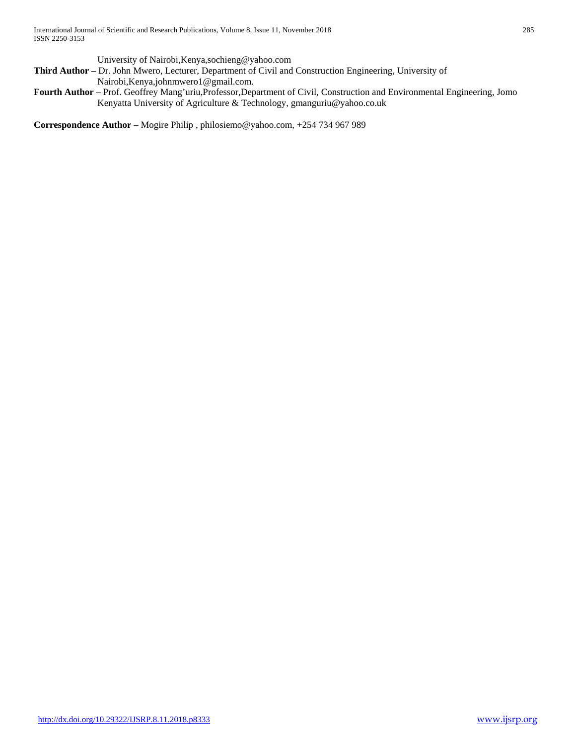University of Nairobi,Kenya,sochieng@yahoo.com

**Third Author** – Dr. John Mwero, Lecturer, Department of Civil and Construction Engineering, University of Nairobi,Kenya,johnmwero1@gmail.com.

**Fourth Author** – Prof. Geoffrey Mang'uriu,Professor,Department of Civil, Construction and Environmental Engineering, Jomo Kenyatta University of Agriculture & Technology, gmanguriu@yahoo.co.uk

**Correspondence Author** – Mogire Philip , philosiemo@yahoo.com, +254 734 967 989